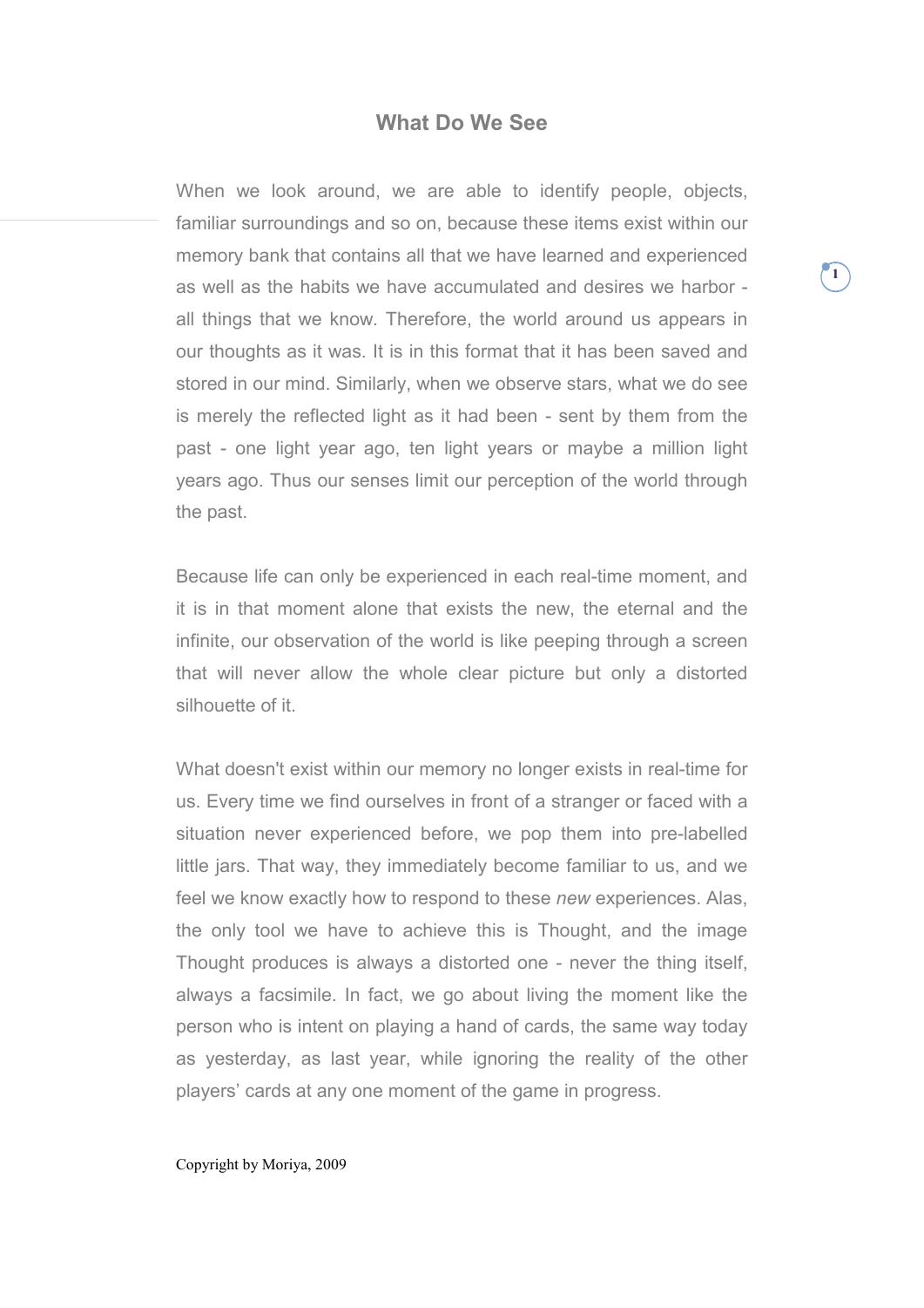# What Do We See

When we look around, we are able to identify people, objects, familiar surroundings and so on, because these items exist within our memory bank that contains all that we have learned and experienced as well as the habits we have accumulated and desires we harbor - all things that we know. Therefore, the world around us appears in our thoughts as it was. It is in this format that it has been saved and stored in our mind. Similarly, when we observe stars, what we do see is merely the reflected light as it had been - sent by them from the past - one light year ago, ten light years or maybe a million light years ago. Thus our senses limit our perception of the world through the past.

Because life can only be experienced in each real-time moment, and it is in that moment alone that exists the new, the eternal and the infinite, our observation of the world is like peeping through a screen that will never allow the whole clear picture but only a distorted silhouette of it.

What doesn't exist within our memory no longer exists in real-time for us. Every time we find ourselves in front of a stranger or faced with a situation never experienced before, we pop them into pre-labelled little jars. That way, they immediately become familiar to us, and we feel we know exactly how to respond to these *new* experiences. Alas, the only tool we have to achieve this is Thought, and the image Thought produces is always a distorted one - never the thing itself, always a facsimile. In fact, we go about living the moment like the person who is intent on playing a hand of cards, the same way today as yesterday, as last year, while ignoring the reality of the other players' cards at any one moment of the game in progress.

Copyright by Moriya, 2009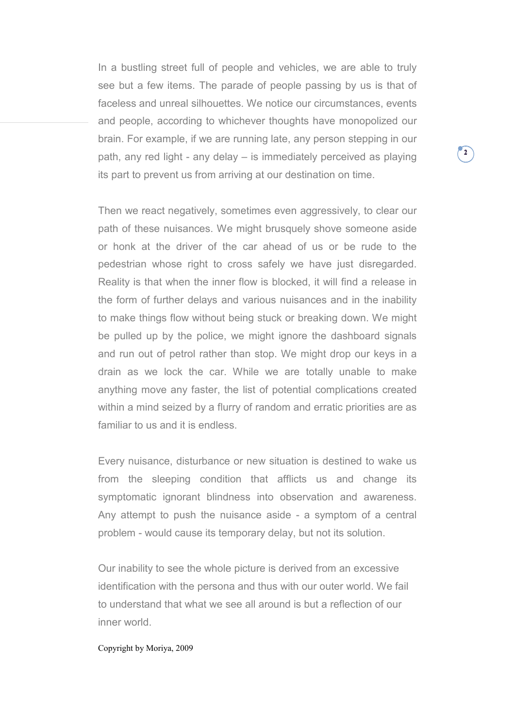In a bustling street full of people and vehicles, we are able to truly see but a few items. The parade of people passing by us is that of faceless and unreal silhouettes. We notice our circumstances, events and people, according to whichever thoughts have monopolized our brain. For example, if we are running late, any person stepping in our path, any red light - any delay – is immediately perceived as playing its part to prevent us from arriving at our destination on time.

Then we react negatively, sometimes even aggressively, to clear our path of these nuisances. We might brusquely shove someone aside or honk at the driver of the car ahead of us or be rude to the pedestrian whose right to cross safely we have just disregarded. Reality is that when the inner flow is blocked, it will find a release in the form of further delays and various nuisances and in the inability to make things flow without being stuck or breaking down. We might be pulled up by the police, we might ignore the dashboard signals and run out of petrol rather than stop. We might drop our keys in a drain as we lock the car. While we are totally unable to make anything move any faster, the list of potential complications created within a mind seized by a flurry of random and erratic priorities are as familiar to us and it is endless.

Every nuisance, disturbance or new situation is destined to wake us from the sleeping condition that afflicts us and change its symptomatic ignorant blindness into observation and awareness. Any attempt to push the nuisance aside - a symptom of a central problem - would cause its temporary delay, but not its solution.

Our inability to see the whole picture is derived from an excessive identification with the persona and thus with our outer world. We fail to understand that what we see all around is but a reflection of our inner world.

Copyright by Moriya, 2009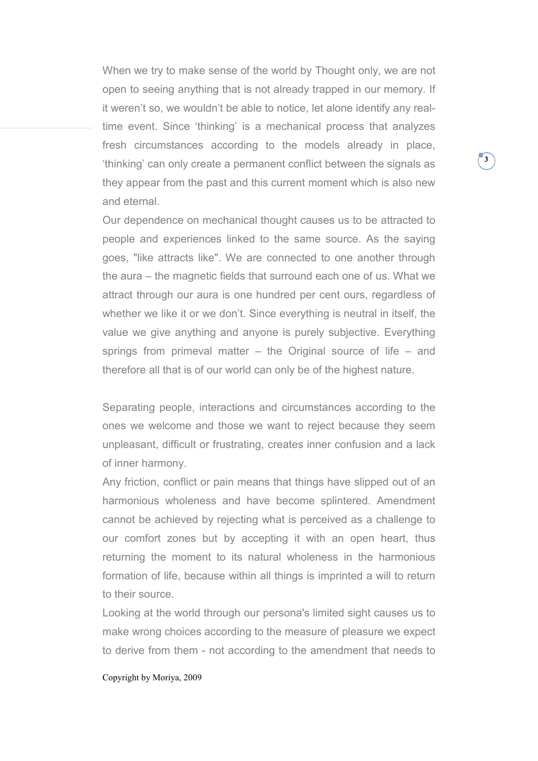When we try to make sense of the world by Thought only, we are not open to seeing anything that is not already trapped in our memory. If it weren't so, we wouldn't be able to notice, let alone identify any real-time event. Since 'thinking' is a mechanical process that analyzes fresh circumstances according to the models already in place, 'thinking' can only create a permanent conflict between the signals as they appear from the past and this current moment which is also new and eternal.

Our dependence on mechanical thought causes us to be attracted to people and experiences linked to the same source. As the saying goes, "like attracts like". We are connected to one another through the aura – the magnetic fields that surround each one of us. What we attract through our aura is one hundred per cent ours, regardless of whether we like it or we don't. Since everything is neutral in itself, the value we give anything and anyone is purely subjective. Everything springs from primeval matter – the Original source of life – and therefore all that is of our world can only be of the highest nature.

Separating people, interactions and circumstances according to the ones we welcome and those we want to reject because they seem unpleasant, difficult or frustrating, creates inner confusion and a lack of inner harmony.

Any friction, conflict or pain means that things have slipped out of an harmonious wholeness and have become splintered. Amendment cannot be achieved by rejecting what is perceived as a challenge to our comfort zones but by accepting it with an open heart, thus returning the moment to its natural wholeness in the harmonious formation of life, because within all things is imprinted a will to return to their source.

Looking at the world through our persona's limited sight causes us to make wrong choices according to the measure of pleasure we expect to derive from them - not according to the amendment that needs to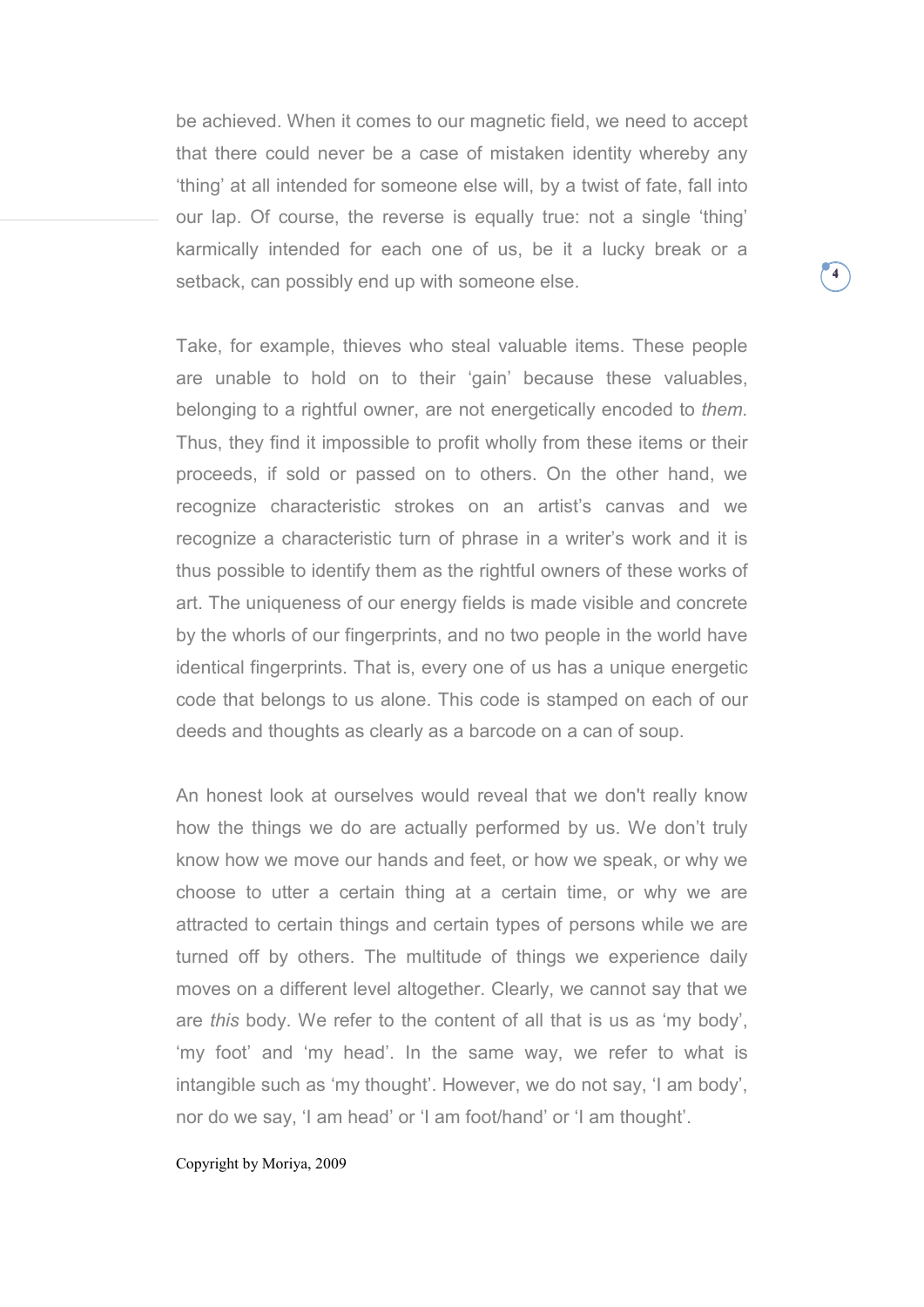be achieved. When it comes to our magnetic field, we need to accept that there could never be a case of mistaken identity whereby any 'thing' at all intended for someone else will, by a twist of fate, fall into our lap. Of course, the reverse is equally true: not a single 'thing' karmically intended for each one of us, be it a lucky break or a setback, can possibly end up with someone else.

Take, for example, thieves who steal valuable items. These people are unable to hold on to their 'gain' because these valuables, belonging to a rightful owner, are not energetically encoded to *them*. Thus, they find it impossible to profit wholly from these items or their proceeds, if sold or passed on to others. On the other hand, we recognize characteristic strokes on an artist's canvas and we recognize a characteristic turn of phrase in a writer's work and it is thus possible to identify them as the rightful owners of these works of art. The uniqueness of our energy fields is made visible and concrete by the whorls of our fingerprints, and no two people in the world have identical fingerprints. That is, every one of us has a unique energetic code that belongs to us alone. This code is stamped on each of our deeds and thoughts as clearly as a barcode on a can of soup.

An honest look at ourselves would reveal that we don't really know how the things we do are actually performed by us. We don't truly know how we move our hands and feet, or how we speak, or why we choose to utter a certain thing at a certain time, or why we are attracted to certain things and certain types of persons while we are turned off by others. The multitude of things we experience daily moves on a different level altogether. Clearly, we cannot say that we are *this* body. We refer to the content of all that is us as 'my body', 'my foot' and 'my head'. In the same way, we refer to what is intangible such as 'my thought'. However, we do not say, 'I am body', nor do we say, 'I am head' or 'I am foot/hand' or 'I am thought'.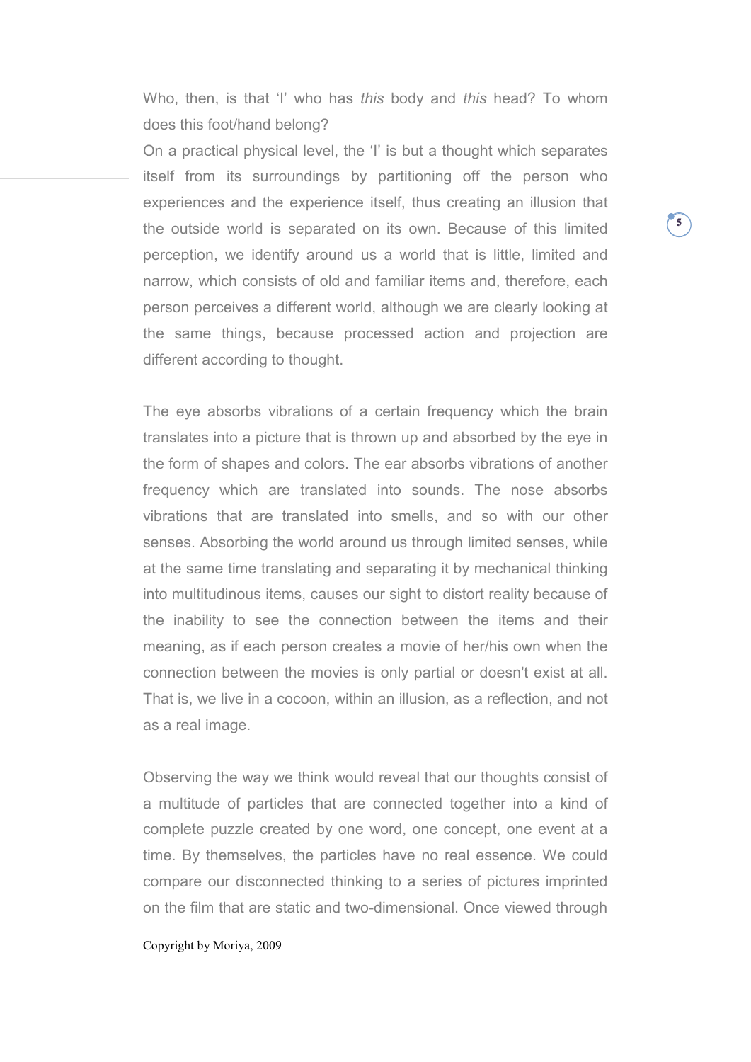Who, then, is that ‘I’ who has *this* body and *this* head? To whom does this foot/hand belong?

On a practical physical level, the ‘I’ is but a thought which separates itself from its surroundings by partitioning off the person who experiences and the experience itself, thus creating an illusion that the outside world is separated on its own. Because of this limited perception, we identify around us a world that is little, limited and narrow, which consists of old and familiar items and, therefore, each person perceives a different world, although we are clearly looking at the same things, because processed action and projection are different according to thought.

The eye absorbs vibrations of a certain frequency which the brain translates into a picture that is thrown up and absorbed by the eye in the form of shapes and colors. The ear absorbs vibrations of another frequency which are translated into sounds. The nose absorbs vibrations that are translated into smells, and so with our other senses. Absorbing the world around us through limited senses, while at the same time translating and separating it by mechanical thinking into multitudinous items, causes our sight to distort reality because of the inability to see the connection between the items and their meaning, as if each person creates a movie of her/his own when the connection between the movies is only partial or doesn't exist at all. That is, we live in a cocoon, within an illusion, as a reflection, and not as a real image.

Observing the way we think would reveal that our thoughts consist of a multitude of particles that are connected together into a kind of complete puzzle created by one word, one concept, one event at a time. By themselves, the particles have no real essence. We could compare our disconnected thinking to a series of pictures imprinted on the film that are static and two-dimensional. Once viewed through

Copyright by Moriya, 2009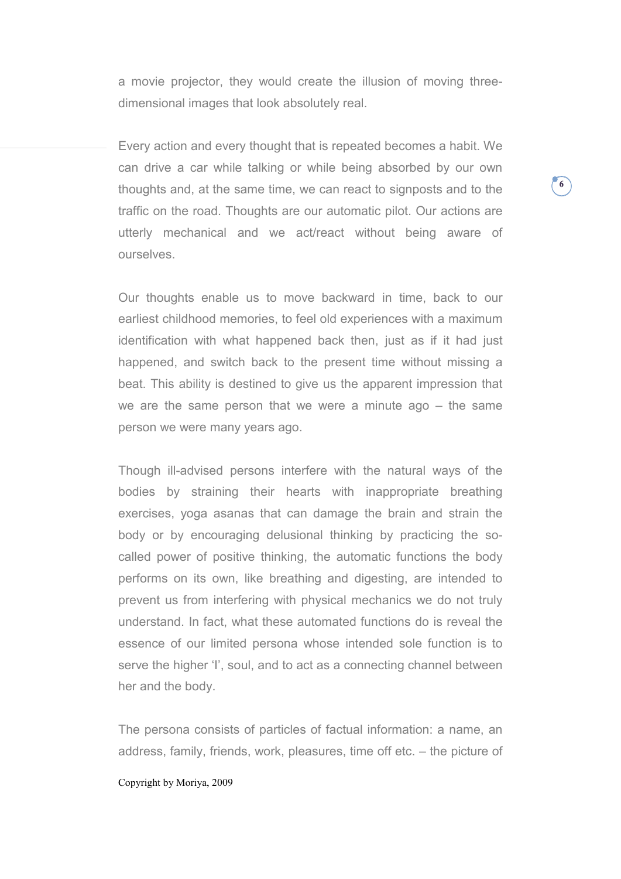a movie projector, they would create the illusion of moving three-dimensional images that look absolutely real.

Every action and every thought that is repeated becomes a habit. We can drive a car while talking or while being absorbed by our own thoughts and, at the same time, we can react to signposts and to the traffic on the road. Thoughts are our automatic pilot. Our actions are utterly mechanical and we act/react without being aware of ourselves.

Our thoughts enable us to move backward in time, back to our earliest childhood memories, to feel old experiences with a maximum identification with what happened back then, just as if it had just happened, and switch back to the present time without missing a beat. This ability is destined to give us the apparent impression that we are the same person that we were a minute ago – the same person we were many years ago.

Though ill-advised persons interfere with the natural ways of the bodies by straining their hearts with inappropriate breathing exercises, yoga asanas that can damage the brain and strain the body or by encouraging delusional thinking by practicing the so-called power of positive thinking, the automatic functions the body performs on its own, like breathing and digesting, are intended to prevent us from interfering with physical mechanics we do not truly understand. In fact, what these automated functions do is reveal the essence of our limited persona whose intended sole function is to serve the higher 'I', soul, and to act as a connecting channel between her and the body.

The persona consists of particles of factual information: a name, an address, family, friends, work, pleasures, time off etc. – the picture of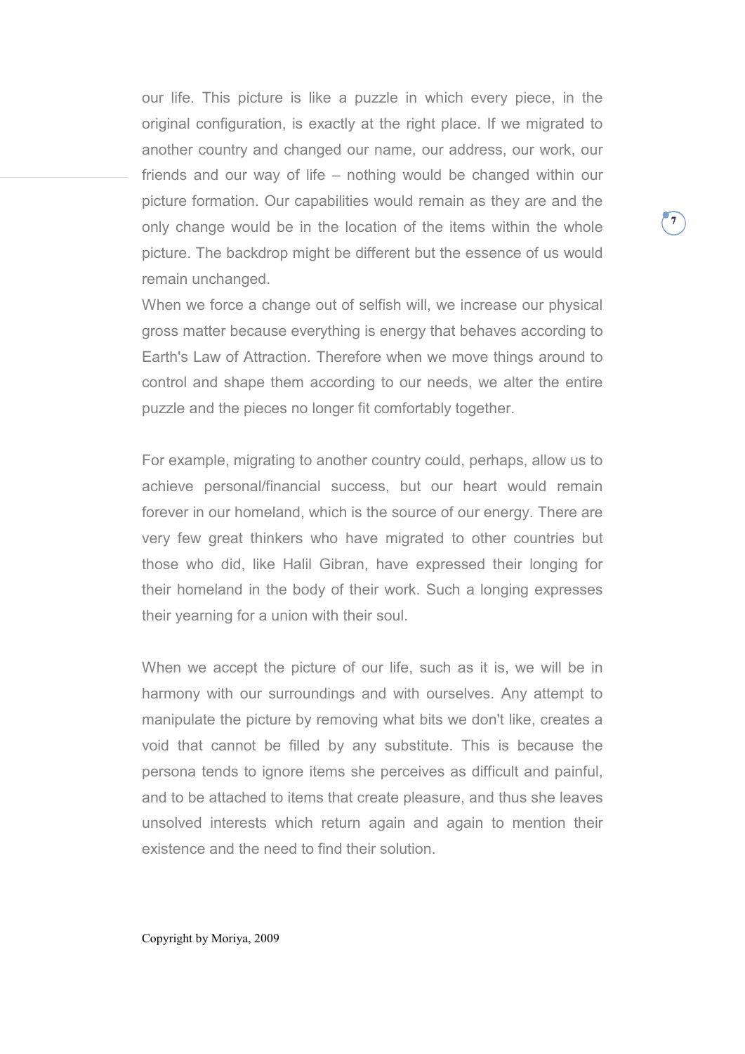our life. This picture is like a puzzle in which every piece, in the original configuration, is exactly at the right place. If we migrated to another country and changed our name, our address, our work, our friends and our way of life – nothing would be changed within our picture formation. Our capabilities would remain as they are and the only change would be in the location of the items within the whole picture. The backdrop might be different but the essence of us would remain unchanged.

When we force a change out of selfish will, we increase our physical gross matter because everything is energy that behaves according to Earth's Law of Attraction. Therefore when we move things around to control and shape them according to our needs, we alter the entire puzzle and the pieces no longer fit comfortably together.

For example, migrating to another country could, perhaps, allow us to achieve personal/financial success, but our heart would remain forever in our homeland, which is the source of our energy. There are very few great thinkers who have migrated to other countries but those who did, like Halil Gibran, have expressed their longing for their homeland in the body of their work. Such a longing expresses their yearning for a union with their soul.

When we accept the picture of our life, such as it is, we will be in harmony with our surroundings and with ourselves. Any attempt to manipulate the picture by removing what bits we don't like, creates a void that cannot be filled by any substitute. This is because the persona tends to ignore items she perceives as difficult and painful, and to be attached to items that create pleasure, and thus she leaves unsolved interests which return again and again to mention their existence and the need to find their solution.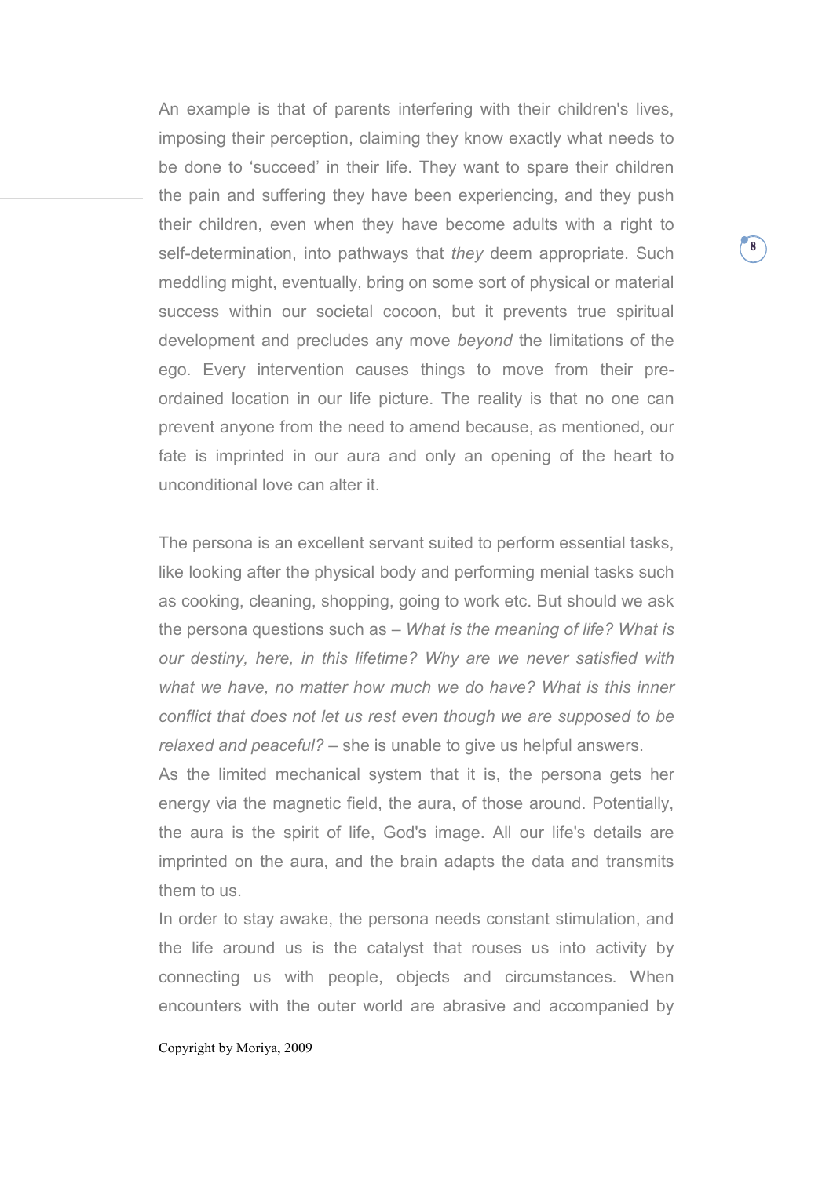An example is that of parents interfering with their children's lives, imposing their perception, claiming they know exactly what needs to be done to 'succeed' in their life. They want to spare their children the pain and suffering they have been experiencing, and they push their children, even when they have become adults with a right to self-determination, into pathways that *they* deem appropriate. Such meddling might, eventually, bring on some sort of physical or material success within our societal cocoon, but it prevents true spiritual development and precludes any move *beyond* the limitations of the ego. Every intervention causes things to move from their pre-ordained location in our life picture. The reality is that no one can prevent anyone from the need to amend because, as mentioned, our fate is imprinted in our aura and only an opening of the heart to unconditional love can alter it.

The persona is an excellent servant suited to perform essential tasks, like looking after the physical body and performing menial tasks such as cooking, cleaning, shopping, going to work etc. But should we ask the persona questions such as – *What is the meaning of life? What is our destiny, here, in this lifetime? Why are we never satisfied with what we have, no matter how much we do have? What is this inner conflict that does not let us rest even though we are supposed to be relaxed and peaceful?* – she is unable to give us helpful answers.

As the limited mechanical system that it is, the persona gets her energy via the magnetic field, the aura, of those around. Potentially, the aura is the spirit of life, God's image. All our life's details are imprinted on the aura, and the brain adapts the data and transmits them to us.

In order to stay awake, the persona needs constant stimulation, and the life around us is the catalyst that rouses us into activity by connecting us with people, objects and circumstances. When encounters with the outer world are abrasive and accompanied by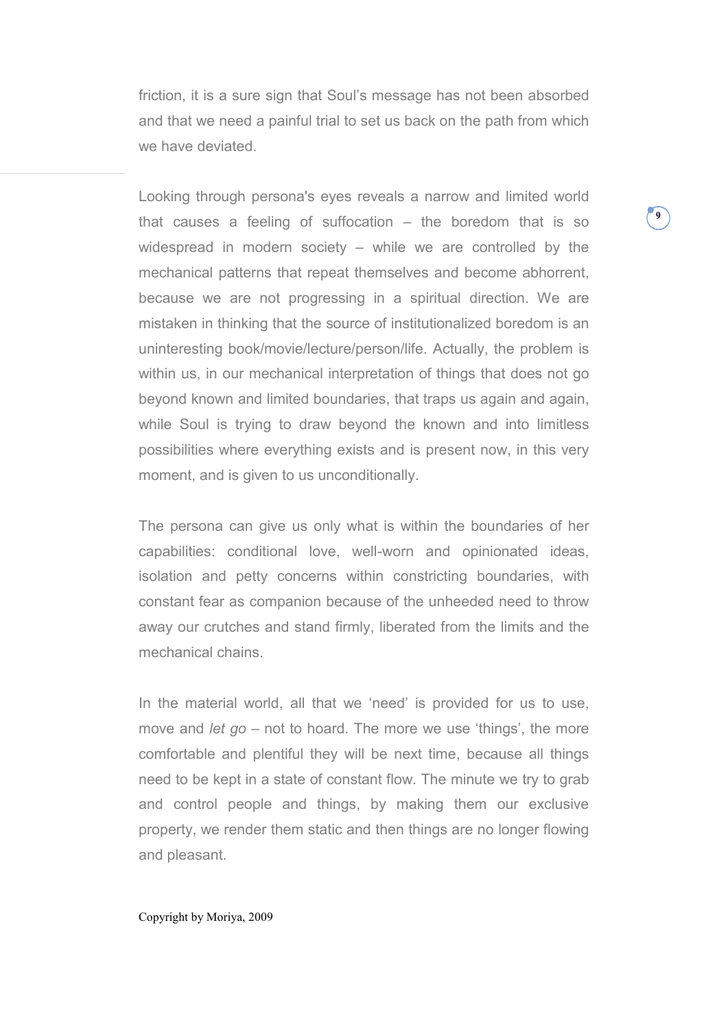friction, it is a sure sign that Soul's message has not been absorbed and that we need a painful trial to set us back on the path from which we have deviated.

Looking through persona's eyes reveals a narrow and limited world that causes a feeling of suffocation – the boredom that is so widespread in modern society – while we are controlled by the mechanical patterns that repeat themselves and become abhorrent, because we are not progressing in a spiritual direction. We are mistaken in thinking that the source of institutionalized boredom is an uninteresting book/movie/lecture/person/life. Actually, the problem is within us, in our mechanical interpretation of things that does not go beyond known and limited boundaries, that traps us again and again, while Soul is trying to draw beyond the known and into limitless possibilities where everything exists and is present now, in this very moment, and is given to us unconditionally.

The persona can give us only what is within the boundaries of her capabilities: conditional love, well-worn and opinionated ideas, isolation and petty concerns within constricting boundaries, with constant fear as companion because of the unheeded need to throw away our crutches and stand firmly, liberated from the limits and the mechanical chains.

In the material world, all that we 'need' is provided for us to use, move and *let go* – not to hoard. The more we use 'things', the more comfortable and plentiful they will be next time, because all things need to be kept in a state of constant flow. The minute we try to grab and control people and things, by making them our exclusive property, we render them static and then things are no longer flowing and pleasant.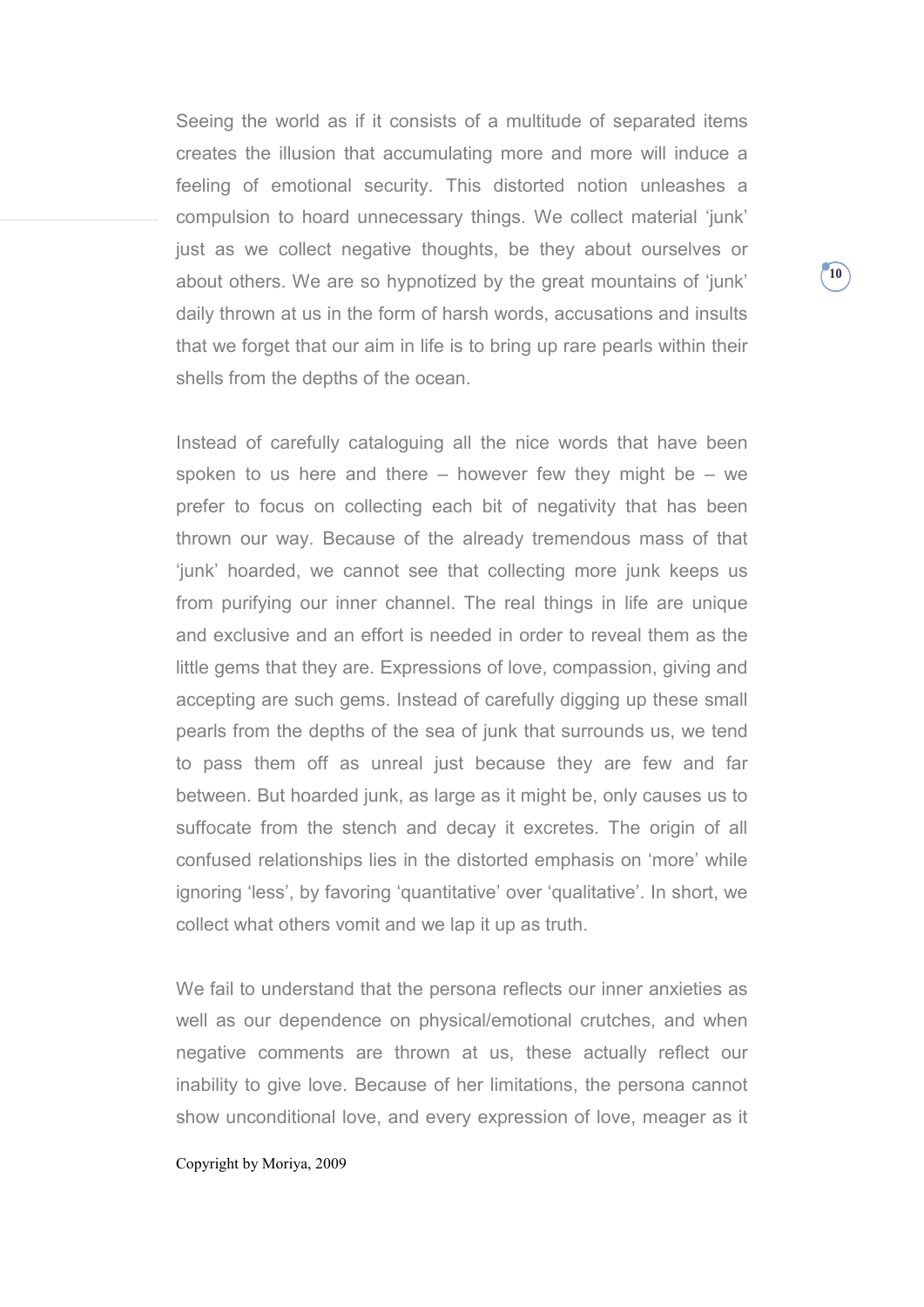Seeing the world as if it consists of a multitude of separated items creates the illusion that accumulating more and more will induce a feeling of emotional security. This distorted notion unleashes a compulsion to hoard unnecessary things. We collect material 'junk' just as we collect negative thoughts, be they about ourselves or about others. We are so hypnotized by the great mountains of 'junk' daily thrown at us in the form of harsh words, accusations and insults that we forget that our aim in life is to bring up rare pearls within their shells from the depths of the ocean.

Instead of carefully cataloguing all the nice words that have been spoken to us here and there – however few they might be – we prefer to focus on collecting each bit of negativity that has been thrown our way. Because of the already tremendous mass of that 'junk' hoarded, we cannot see that collecting more junk keeps us from purifying our inner channel. The real things in life are unique and exclusive and an effort is needed in order to reveal them as the little gems that they are. Expressions of love, compassion, giving and accepting are such gems. Instead of carefully digging up these small pearls from the depths of the sea of junk that surrounds us, we tend to pass them off as unreal just because they are few and far between. But hoarded junk, as large as it might be, only causes us to suffocate from the stench and decay it excretes. The origin of all confused relationships lies in the distorted emphasis on 'more' while ignoring 'less', by favoring 'quantitative' over 'qualitative'. In short, we collect what others vomit and we lap it up as truth.

We fail to understand that the persona reflects our inner anxieties as well as our dependence on physical/emotional crutches, and when negative comments are thrown at us, these actually reflect our inability to give love. Because of her limitations, the persona cannot show unconditional love, and every expression of love, meager as it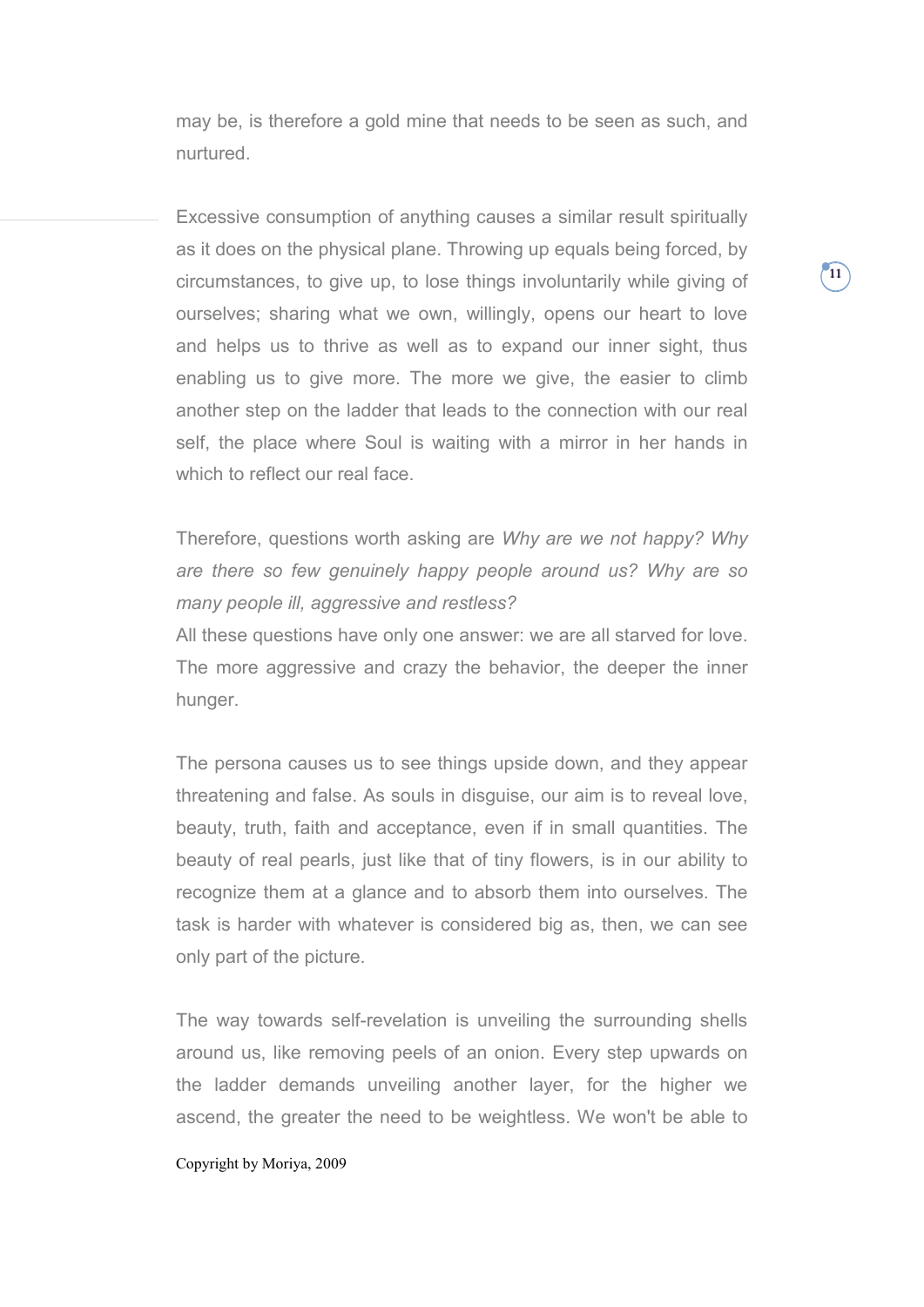may be, is therefore a gold mine that needs to be seen as such, and nurtured.

Excessive consumption of anything causes a similar result spiritually as it does on the physical plane. Throwing up equals being forced, by circumstances, to give up, to lose things involuntarily while giving of ourselves; sharing what we own, willingly, opens our heart to love and helps us to thrive as well as to expand our inner sight, thus enabling us to give more. The more we give, the easier to climb another step on the ladder that leads to the connection with our real self, the place where Soul is waiting with a mirror in her hands in which to reflect our real face.

Therefore, questions worth asking are *Why are we not happy? Why are there so few genuinely happy people around us? Why are so many people ill, aggressive and restless?*

All these questions have only one answer: we are all starved for love. The more aggressive and crazy the behavior, the deeper the inner hunger.

The persona causes us to see things upside down, and they appear threatening and false. As souls in disguise, our aim is to reveal love, beauty, truth, faith and acceptance, even if in small quantities. The beauty of real pearls, just like that of tiny flowers, is in our ability to recognize them at a glance and to absorb them into ourselves. The task is harder with whatever is considered big as, then, we can see only part of the picture.

The way towards self-revelation is unveiling the surrounding shells around us, like removing peels of an onion. Every step upwards on the ladder demands unveiling another layer, for the higher we ascend, the greater the need to be weightless. We won't be able to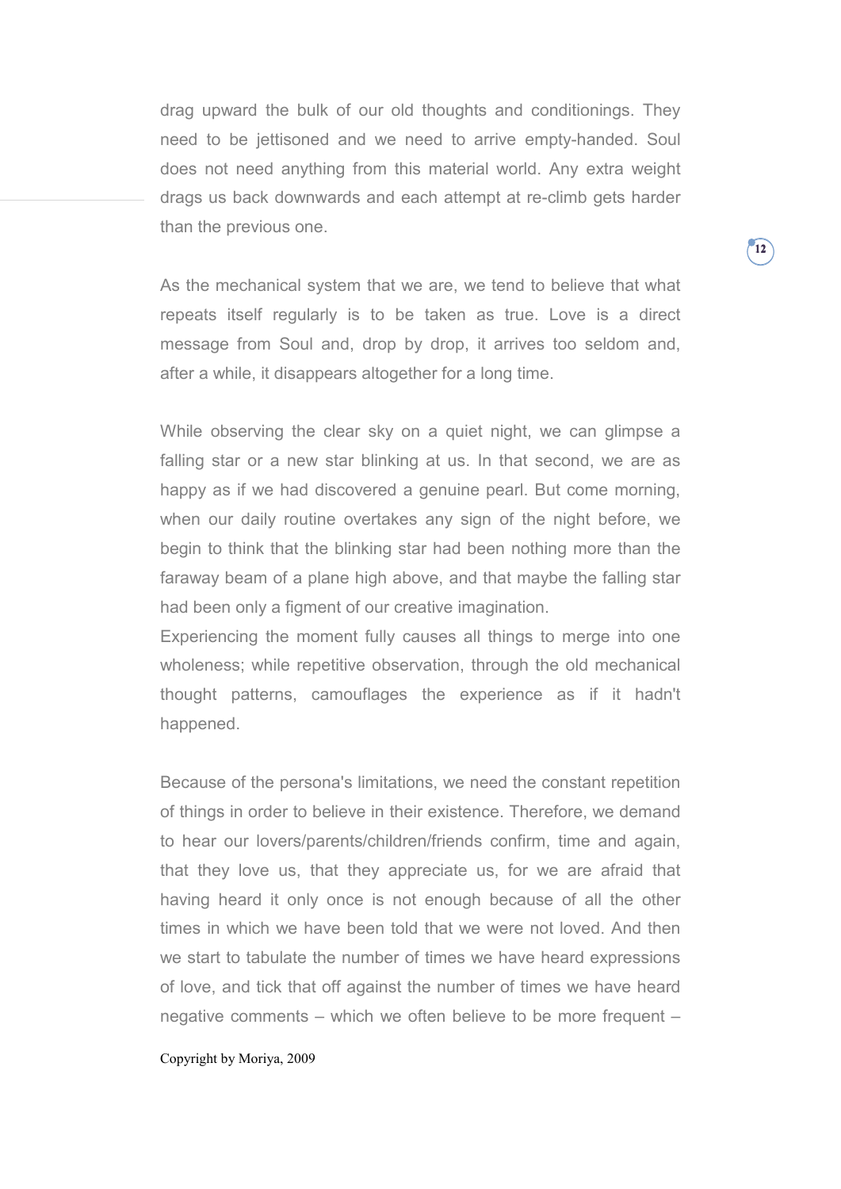drag upward the bulk of our old thoughts and conditionings. They need to be jettisoned and we need to arrive empty-handed. Soul does not need anything from this material world. Any extra weight drags us back downwards and each attempt at re-climb gets harder than the previous one.

As the mechanical system that we are, we tend to believe that what repeats itself regularly is to be taken as true. Love is a direct message from Soul and, drop by drop, it arrives too seldom and, after a while, it disappears altogether for a long time.

While observing the clear sky on a quiet night, we can glimpse a falling star or a new star blinking at us. In that second, we are as happy as if we had discovered a genuine pearl. But come morning, when our daily routine overtakes any sign of the night before, we begin to think that the blinking star had been nothing more than the faraway beam of a plane high above, and that maybe the falling star had been only a figment of our creative imagination.

Experiencing the moment fully causes all things to merge into one wholeness; while repetitive observation, through the old mechanical thought patterns, camouflages the experience as if it hadn't happened.

Because of the persona's limitations, we need the constant repetition of things in order to believe in their existence. Therefore, we demand to hear our lovers/parents/children/friends confirm, time and again, that they love us, that they appreciate us, for we are afraid that having heard it only once is not enough because of all the other times in which we have been told that we were not loved. And then we start to tabulate the number of times we have heard expressions of love, and tick that off against the number of times we have heard negative comments – which we often believe to be more frequent –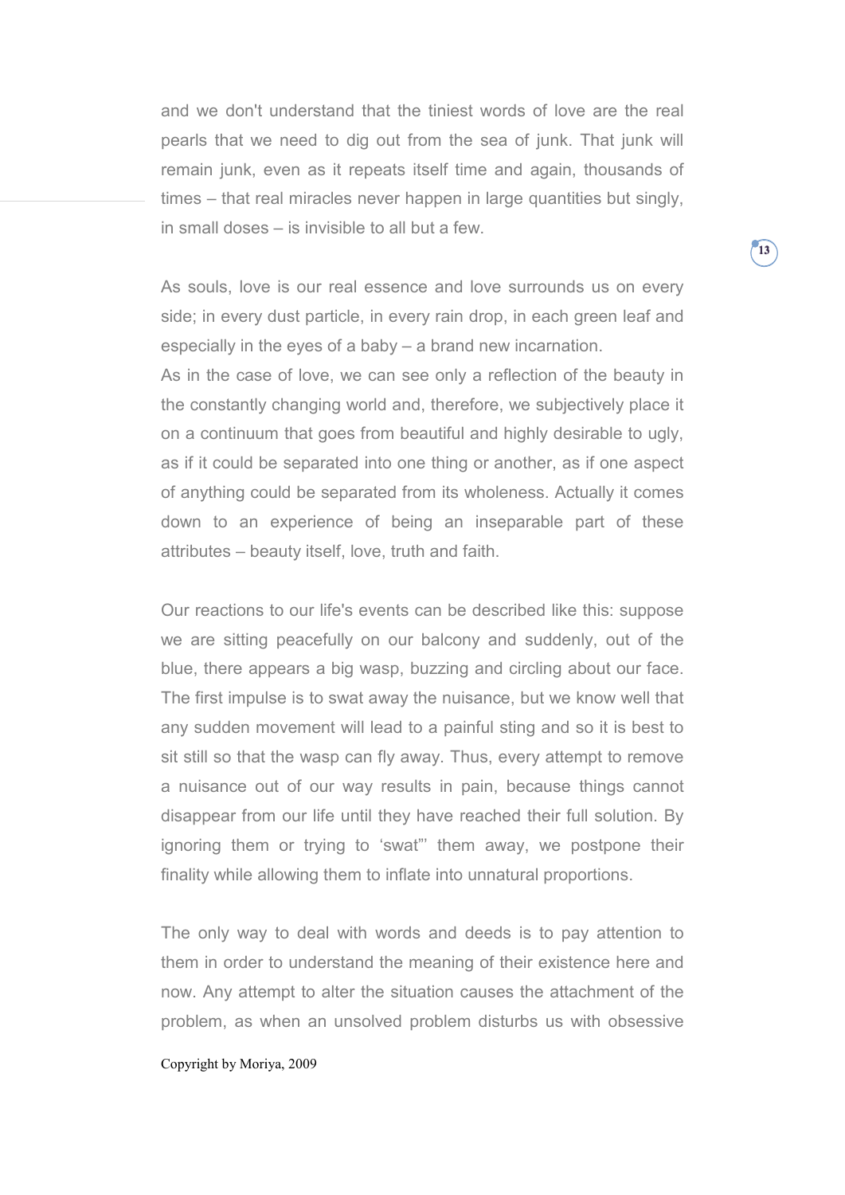and we don't understand that the tiniest words of love are the real pearls that we need to dig out from the sea of junk. That junk will remain junk, even as it repeats itself time and again, thousands of times – that real miracles never happen in large quantities but singly, in small doses – is invisible to all but a few.

As souls, love is our real essence and love surrounds us on every side; in every dust particle, in every rain drop, in each green leaf and especially in the eyes of a baby – a brand new incarnation.
As in the case of love, we can see only a reflection of the beauty in the constantly changing world and, therefore, we subjectively place it on a continuum that goes from beautiful and highly desirable to ugly, as if it could be separated into one thing or another, as if one aspect of anything could be separated from its wholeness. Actually it comes down to an experience of being an inseparable part of these attributes – beauty itself, love, truth and faith.

Our reactions to our life's events can be described like this: suppose we are sitting peacefully on our balcony and suddenly, out of the blue, there appears a big wasp, buzzing and circling about our face. The first impulse is to swat away the nuisance, but we know well that any sudden movement will lead to a painful sting and so it is best to sit still so that the wasp can fly away. Thus, every attempt to remove a nuisance out of our way results in pain, because things cannot disappear from our life until they have reached their full solution. By ignoring them or trying to 'swat"' them away, we postpone their finality while allowing them to inflate into unnatural proportions.

The only way to deal with words and deeds is to pay attention to them in order to understand the meaning of their existence here and now. Any attempt to alter the situation causes the attachment of the problem, as when an unsolved problem disturbs us with obsessive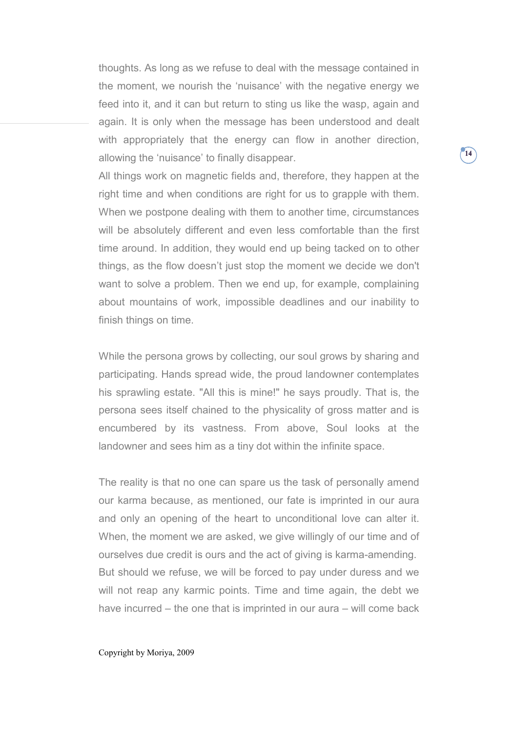thoughts. As long as we refuse to deal with the message contained in the moment, we nourish the 'nuisance' with the negative energy we feed into it, and it can but return to sting us like the wasp, again and again. It is only when the message has been understood and dealt with appropriately that the energy can flow in another direction, allowing the 'nuisance' to finally disappear.

All things work on magnetic fields and, therefore, they happen at the right time and when conditions are right for us to grapple with them. When we postpone dealing with them to another time, circumstances will be absolutely different and even less comfortable than the first time around. In addition, they would end up being tacked on to other things, as the flow doesn't just stop the moment we decide we don't want to solve a problem. Then we end up, for example, complaining about mountains of work, impossible deadlines and our inability to finish things on time.

While the persona grows by collecting, our soul grows by sharing and participating. Hands spread wide, the proud landowner contemplates his sprawling estate. "All this is mine!" he says proudly. That is, the persona sees itself chained to the physicality of gross matter and is encumbered by its vastness. From above, Soul looks at the landowner and sees him as a tiny dot within the infinite space.

The reality is that no one can spare us the task of personally amend our karma because, as mentioned, our fate is imprinted in our aura and only an opening of the heart to unconditional love can alter it. When, the moment we are asked, we give willingly of our time and of ourselves due credit is ours and the act of giving is karma-amending. But should we refuse, we will be forced to pay under duress and we will not reap any karmic points. Time and time again, the debt we have incurred – the one that is imprinted in our aura – will come back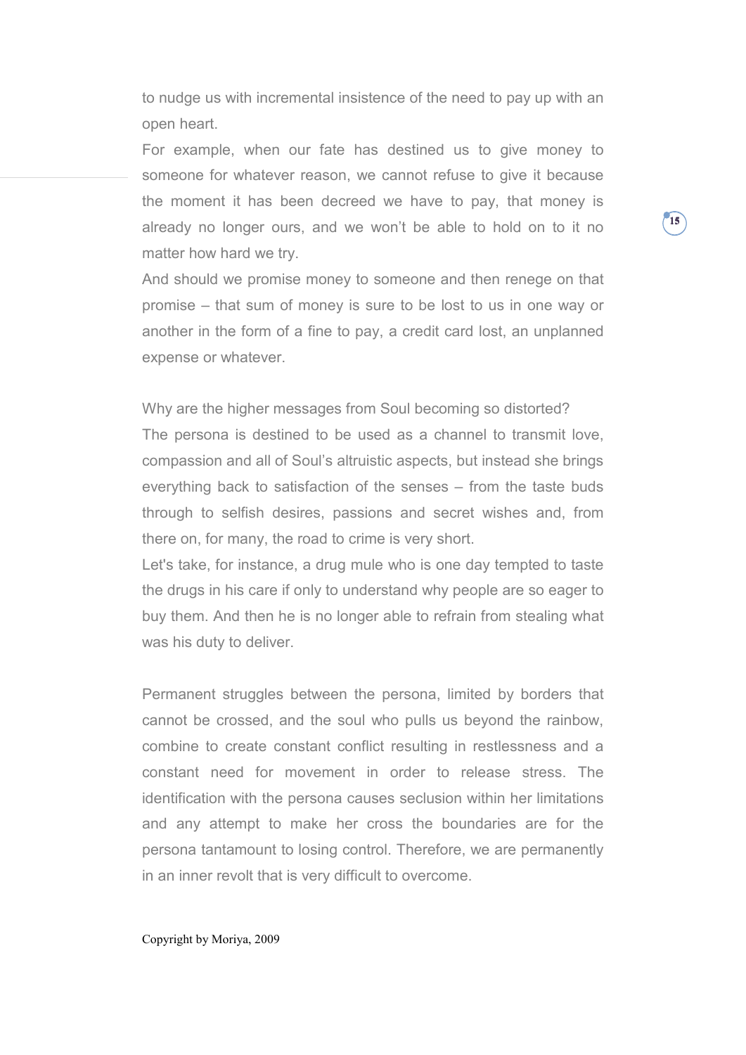to nudge us with incremental insistence of the need to pay up with an open heart.

For example, when our fate has destined us to give money to someone for whatever reason, we cannot refuse to give it because the moment it has been decreed we have to pay, that money is already no longer ours, and we won't be able to hold on to it no matter how hard we try.

And should we promise money to someone and then renege on that promise – that sum of money is sure to be lost to us in one way or another in the form of a fine to pay, a credit card lost, an unplanned expense or whatever.

Why are the higher messages from Soul becoming so distorted?

The persona is destined to be used as a channel to transmit love, compassion and all of Soul's altruistic aspects, but instead she brings everything back to satisfaction of the senses – from the taste buds through to selfish desires, passions and secret wishes and, from there on, for many, the road to crime is very short.

Let's take, for instance, a drug mule who is one day tempted to taste the drugs in his care if only to understand why people are so eager to buy them. And then he is no longer able to refrain from stealing what was his duty to deliver.

Permanent struggles between the persona, limited by borders that cannot be crossed, and the soul who pulls us beyond the rainbow, combine to create constant conflict resulting in restlessness and a constant need for movement in order to release stress. The identification with the persona causes seclusion within her limitations and any attempt to make her cross the boundaries are for the persona tantamount to losing control. Therefore, we are permanently in an inner revolt that is very difficult to overcome.

Copyright by Moriya, 2009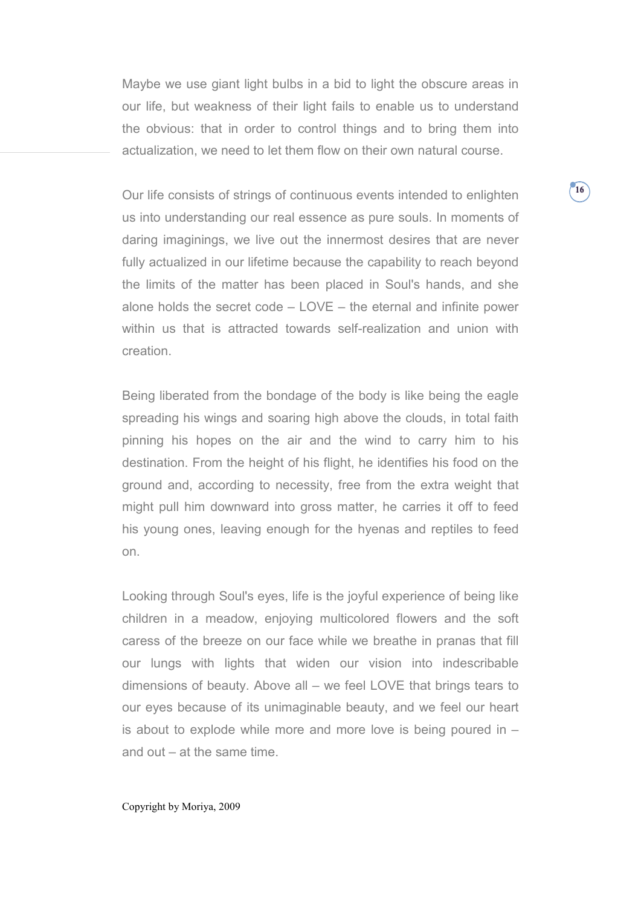Maybe we use giant light bulbs in a bid to light the obscure areas in our life, but weakness of their light fails to enable us to understand the obvious: that in order to control things and to bring them into actualization, we need to let them flow on their own natural course.

Our life consists of strings of continuous events intended to enlighten us into understanding our real essence as pure souls. In moments of daring imaginings, we live out the innermost desires that are never fully actualized in our lifetime because the capability to reach beyond the limits of the matter has been placed in Soul's hands, and she alone holds the secret code – LOVE – the eternal and infinite power within us that is attracted towards self-realization and union with creation.

Being liberated from the bondage of the body is like being the eagle spreading his wings and soaring high above the clouds, in total faith pinning his hopes on the air and the wind to carry him to his destination. From the height of his flight, he identifies his food on the ground and, according to necessity, free from the extra weight that might pull him downward into gross matter, he carries it off to feed his young ones, leaving enough for the hyenas and reptiles to feed on.

Looking through Soul's eyes, life is the joyful experience of being like children in a meadow, enjoying multicolored flowers and the soft caress of the breeze on our face while we breathe in pranas that fill our lungs with lights that widen our vision into indescribable dimensions of beauty. Above all – we feel LOVE that brings tears to our eyes because of its unimaginable beauty, and we feel our heart is about to explode while more and more love is being poured in – and out – at the same time.

Copyright by Moriya, 2009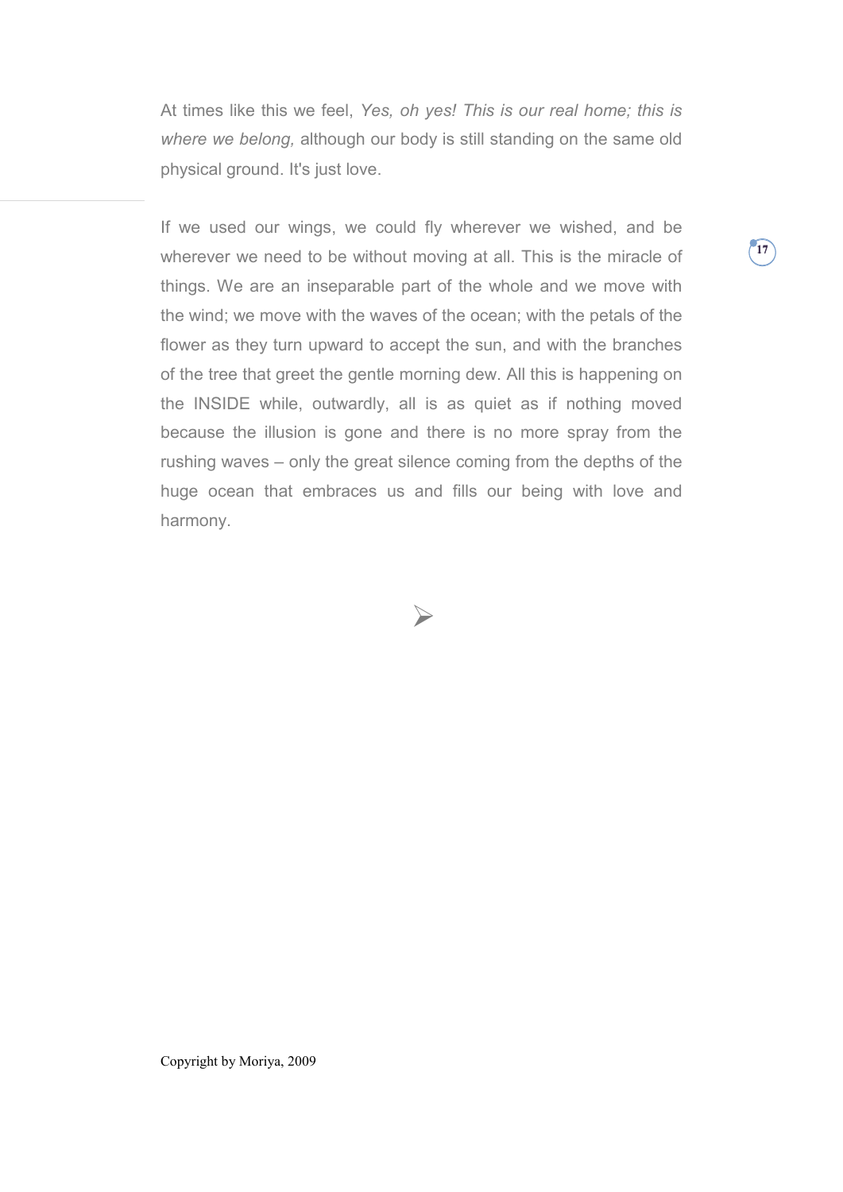At times like this we feel, *Yes, oh yes! This is our real home; this is where we belong,* although our body is still standing on the same old physical ground. It's just love.

If we used our wings, we could fly wherever we wished, and be wherever we need to be without moving at all. This is the miracle of things. We are an inseparable part of the whole and we move with the wind; we move with the waves of the ocean; with the petals of the flower as they turn upward to accept the sun, and with the branches of the tree that greet the gentle morning dew. All this is happening on the INSIDE while, outwardly, all is as quiet as if nothing moved because the illusion is gone and there is no more spray from the rushing waves – only the great silence coming from the depths of the huge ocean that embraces us and fills our being with love and harmony.

➢

Copyright by Moriya, 2009